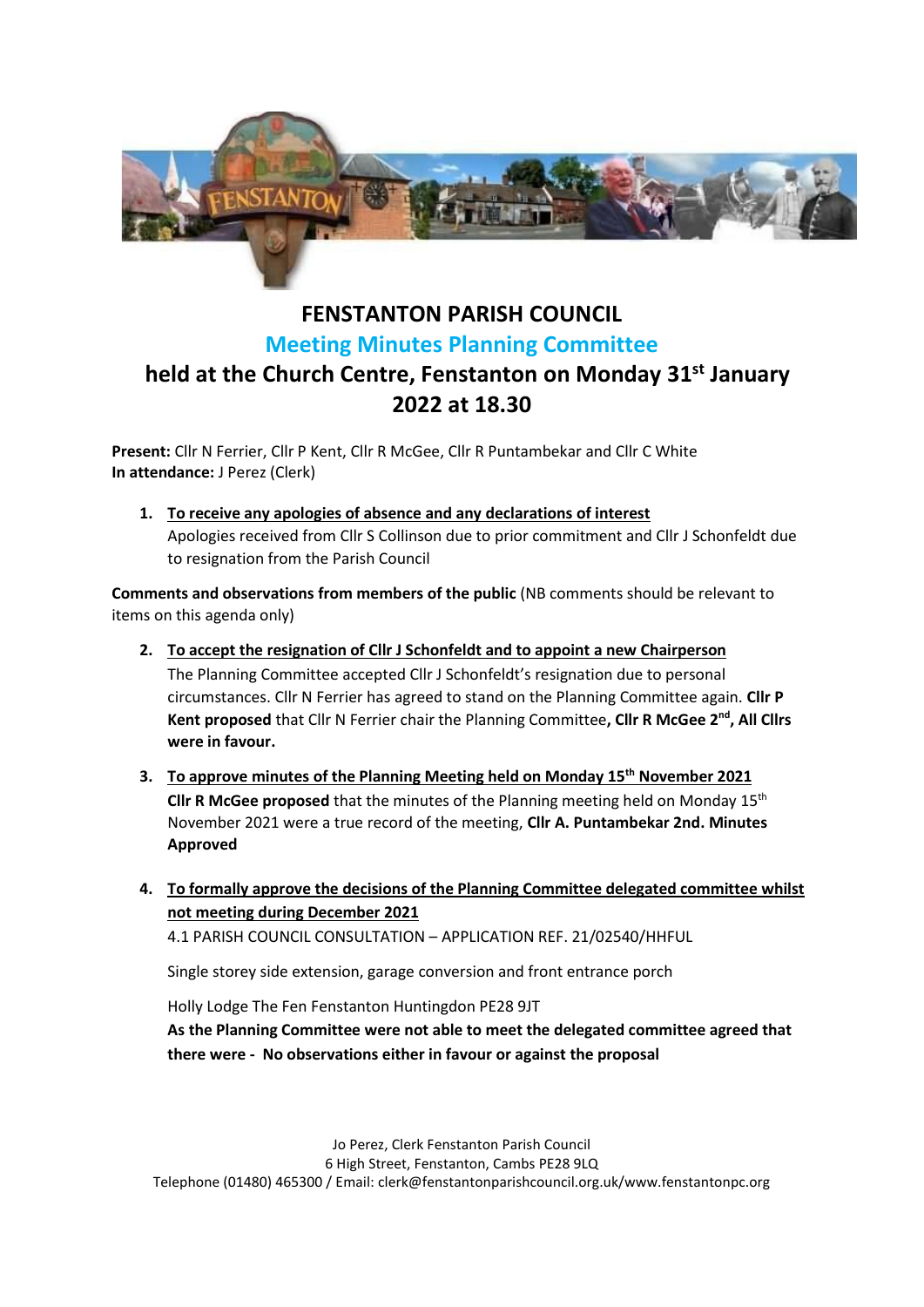# FENSTANTON PARISH COUNCIL

## Meeting Minutes Planning Committee

## held at the Church Centre, Fenstanton on Monday 31st January 2022 at 18.30

**Present:** Cllr N Ferrier, Cllr P Kent, Cllr R McGee, Cllr R Puntambekar and Cllr C White
**In attendance:** J Perez (Clerk)

1. **To receive any apologies of absence and any declarations of interest**
   Apologies received from Cllr S Collinson due to prior commitment and Cllr J Schonfeldt due to resignation from the Parish Council

**Comments and observations from members of the public** (NB comments should be relevant to items on this agenda only)

2. **To accept the resignation of Cllr J Schonfeldt and to appoint a new Chairperson**
   The Planning Committee accepted Cllr J Schonfeldt's resignation due to personal circumstances. Cllr N Ferrier has agreed to stand on the Planning Committee again. **Cllr P Kent proposed** that Cllr N Ferrier chair the Planning Committee**, Cllr R McGee 2nd, All Cllrs were in favour.**

3. **To approve minutes of the Planning Meeting held on Monday 15th November 2021**
   **Cllr R McGee proposed** that the minutes of the Planning meeting held on Monday 15th November 2021 were a true record of the meeting, **Cllr A. Puntambekar 2nd. Minutes Approved**

4. **To formally approve the decisions of the Planning Committee delegated committee whilst not meeting during December 2021**
   4.1 PARISH COUNCIL CONSULTATION – APPLICATION REF. 21/02540/HHFUL

   Single storey side extension, garage conversion and front entrance porch

   Holly Lodge The Fen Fenstanton Huntingdon PE28 9JT
   **As the Planning Committee were not able to meet the delegated committee agreed that there were - No observations either in favour or against the proposal**

Jo Perez, Clerk Fenstanton Parish Council
6 High Street, Fenstanton, Cambs PE28 9LQ
Telephone (01480) 465300 / Email: clerk@fenstantonparishcouncil.org.uk/www.fenstantonpc.org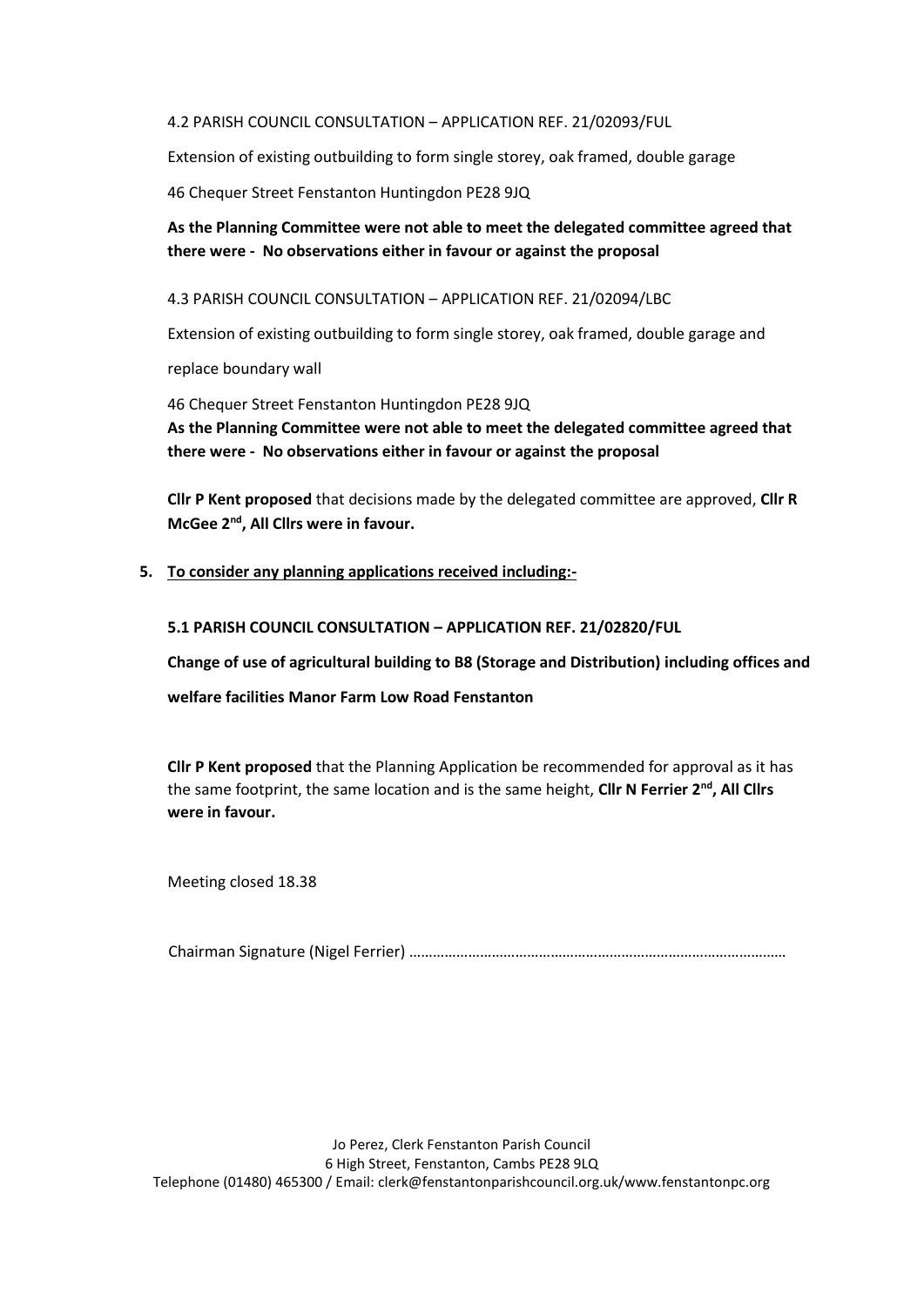4.2 PARISH COUNCIL CONSULTATION – APPLICATION REF. 21/02093/FUL

Extension of existing outbuilding to form single storey, oak framed, double garage

46 Chequer Street Fenstanton Huntingdon PE28 9JQ

**As the Planning Committee were not able to meet the delegated committee agreed that there were - No observations either in favour or against the proposal**

4.3 PARISH COUNCIL CONSULTATION – APPLICATION REF. 21/02094/LBC

Extension of existing outbuilding to form single storey, oak framed, double garage and

replace boundary wall

46 Chequer Street Fenstanton Huntingdon PE28 9JQ

**As the Planning Committee were not able to meet the delegated committee agreed that there were - No observations either in favour or against the proposal**

**Cllr P Kent proposed** that decisions made by the delegated committee are approved, **Cllr R McGee 2nd, All Cllrs were in favour.**

5. **To consider any planning applications received including:-**

**5.1 PARISH COUNCIL CONSULTATION – APPLICATION REF. 21/02820/FUL**

**Change of use of agricultural building to B8 (Storage and Distribution) including offices and**

**welfare facilities Manor Farm Low Road Fenstanton**

**Cllr P Kent proposed** that the Planning Application be recommended for approval as it has the same footprint, the same location and is the same height, **Cllr N Ferrier 2nd, All Cllrs were in favour.**

Meeting closed 18.38

Chairman Signature (Nigel Ferrier) …………………………………………………………………………………

Jo Perez, Clerk Fenstanton Parish Council
6 High Street, Fenstanton, Cambs PE28 9LQ
Telephone (01480) 465300 / Email: clerk@fenstantonparishcouncil.org.uk/www.fenstantonpc.org